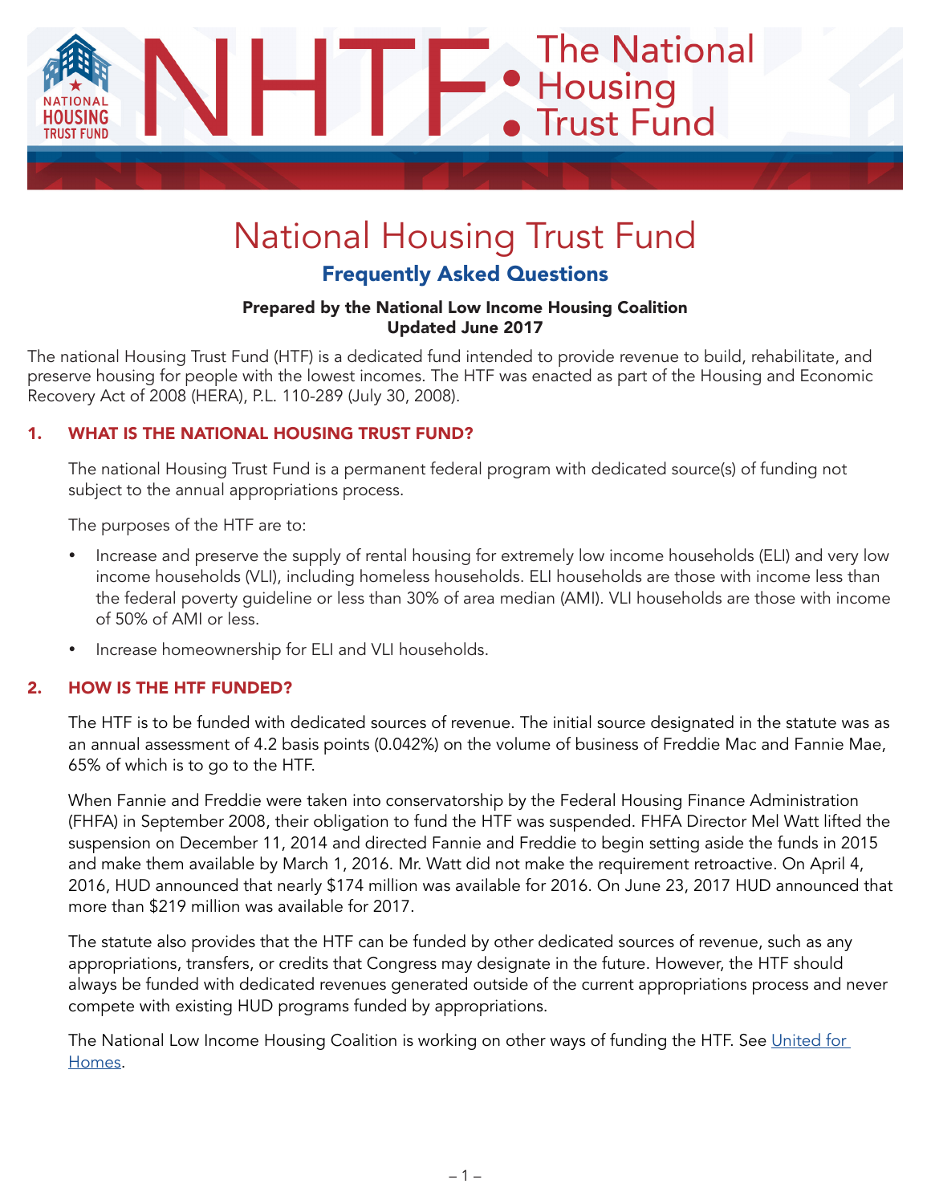# National Housing Trust Fund

## Frequently Asked Questions

**Prepared by the National Low Income Housing Coalition**
**Updated June 2017**

The national Housing Trust Fund (HTF) is a dedicated fund intended to provide revenue to build, rehabilitate, and preserve housing for people with the lowest incomes. The HTF was enacted as part of the Housing and Economic Recovery Act of 2008 (HERA), P.L. 110-289 (July 30, 2008).

### 1. WHAT IS THE NATIONAL HOUSING TRUST FUND?

The national Housing Trust Fund is a permanent federal program with dedicated source(s) of funding not subject to the annual appropriations process.

The purposes of the HTF are to:

- Increase and preserve the supply of rental housing for extremely low income households (ELI) and very low income households (VLI), including homeless households. ELI households are those with income less than the federal poverty guideline or less than 30% of area median (AMI). VLI households are those with income of 50% of AMI or less.
- Increase homeownership for ELI and VLI households.

### 2. HOW IS THE HTF FUNDED?

The HTF is to be funded with dedicated sources of revenue. The initial source designated in the statute was as an annual assessment of 4.2 basis points (0.042%) on the volume of business of Freddie Mac and Fannie Mae, 65% of which is to go to the HTF.

When Fannie and Freddie were taken into conservatorship by the Federal Housing Finance Administration (FHFA) in September 2008, their obligation to fund the HTF was suspended. FHFA Director Mel Watt lifted the suspension on December 11, 2014 and directed Fannie and Freddie to begin setting aside the funds in 2015 and make them available by March 1, 2016. Mr. Watt did not make the requirement retroactive. On April 4, 2016, HUD announced that nearly $174 million was available for 2016. On June 23, 2017 HUD announced that more than $219 million was available for 2017.

The statute also provides that the HTF can be funded by other dedicated sources of revenue, such as any appropriations, transfers, or credits that Congress may designate in the future. However, the HTF should always be funded with dedicated revenues generated outside of the current appropriations process and never compete with existing HUD programs funded by appropriations.

The National Low Income Housing Coalition is working on other ways of funding the HTF. See United for Homes.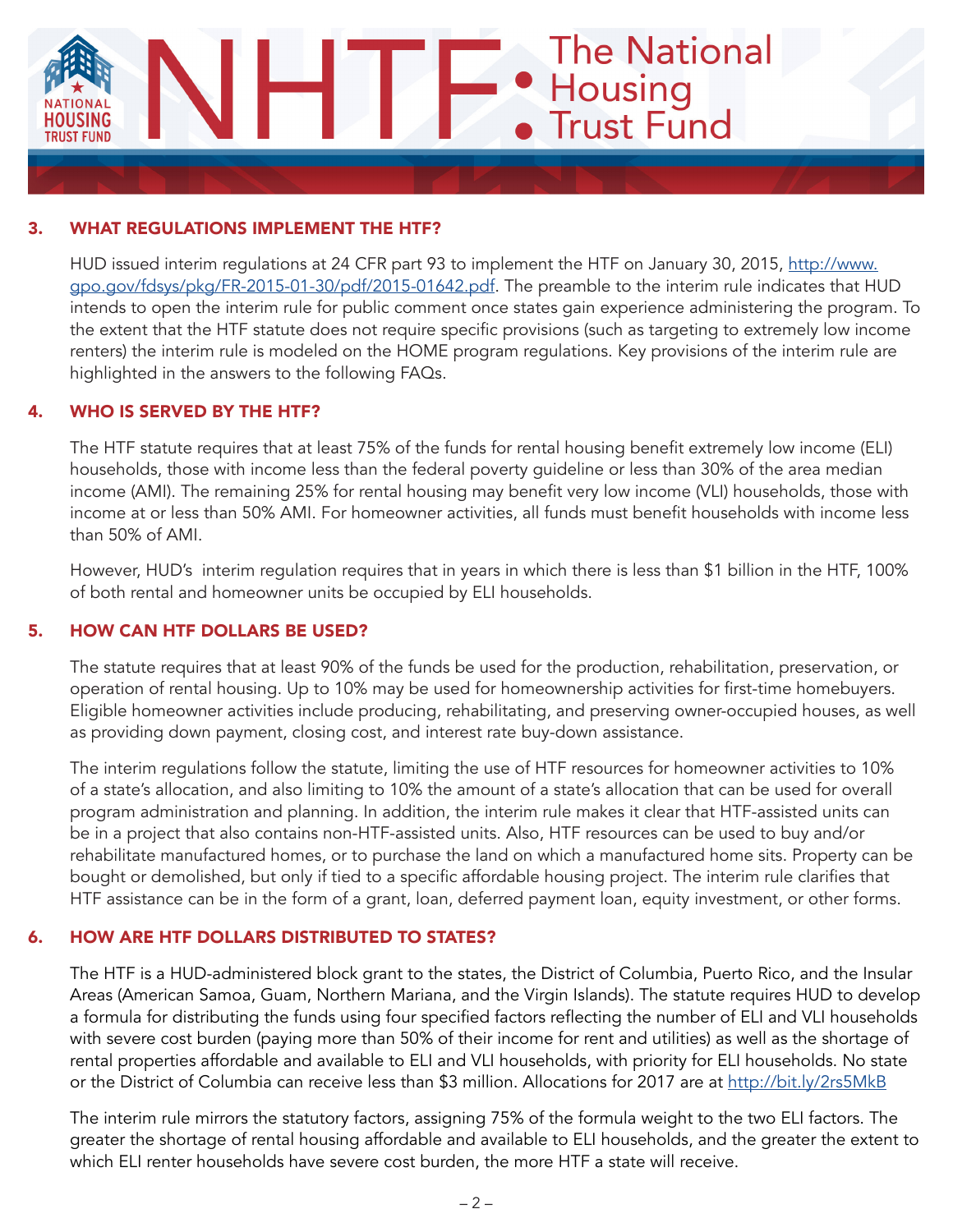## 3. WHAT REGULATIONS IMPLEMENT THE HTF?

HUD issued interim regulations at 24 CFR part 93 to implement the HTF on January 30, 2015, http://www.gpo.gov/fdsys/pkg/FR-2015-01-30/pdf/2015-01642.pdf. The preamble to the interim rule indicates that HUD intends to open the interim rule for public comment once states gain experience administering the program. To the extent that the HTF statute does not require specific provisions (such as targeting to extremely low income renters) the interim rule is modeled on the HOME program regulations. Key provisions of the interim rule are highlighted in the answers to the following FAQs.

## 4. WHO IS SERVED BY THE HTF?

The HTF statute requires that at least 75% of the funds for rental housing benefit extremely low income (ELI) households, those with income less than the federal poverty guideline or less than 30% of the area median income (AMI). The remaining 25% for rental housing may benefit very low income (VLI) households, those with income at or less than 50% AMI. For homeowner activities, all funds must benefit households with income less than 50% of AMI.

However, HUD's interim regulation requires that in years in which there is less than $1 billion in the HTF, 100% of both rental and homeowner units be occupied by ELI households.

## 5. HOW CAN HTF DOLLARS BE USED?

The statute requires that at least 90% of the funds be used for the production, rehabilitation, preservation, or operation of rental housing. Up to 10% may be used for homeownership activities for first-time homebuyers. Eligible homeowner activities include producing, rehabilitating, and preserving owner-occupied houses, as well as providing down payment, closing cost, and interest rate buy-down assistance.

The interim regulations follow the statute, limiting the use of HTF resources for homeowner activities to 10% of a state's allocation, and also limiting to 10% the amount of a state's allocation that can be used for overall program administration and planning. In addition, the interim rule makes it clear that HTF-assisted units can be in a project that also contains non-HTF-assisted units. Also, HTF resources can be used to buy and/or rehabilitate manufactured homes, or to purchase the land on which a manufactured home sits. Property can be bought or demolished, but only if tied to a specific affordable housing project. The interim rule clarifies that HTF assistance can be in the form of a grant, loan, deferred payment loan, equity investment, or other forms.

## 6. HOW ARE HTF DOLLARS DISTRIBUTED TO STATES?

The HTF is a HUD-administered block grant to the states, the District of Columbia, Puerto Rico, and the Insular Areas (American Samoa, Guam, Northern Mariana, and the Virgin Islands). The statute requires HUD to develop a formula for distributing the funds using four specified factors reflecting the number of ELI and VLI households with severe cost burden (paying more than 50% of their income for rent and utilities) as well as the shortage of rental properties affordable and available to ELI and VLI households, with priority for ELI households. No state or the District of Columbia can receive less than $3 million. Allocations for 2017 are at http://bit.ly/2rs5MkB

The interim rule mirrors the statutory factors, assigning 75% of the formula weight to the two ELI factors. The greater the shortage of rental housing affordable and available to ELI households, and the greater the extent to which ELI renter households have severe cost burden, the more HTF a state will receive.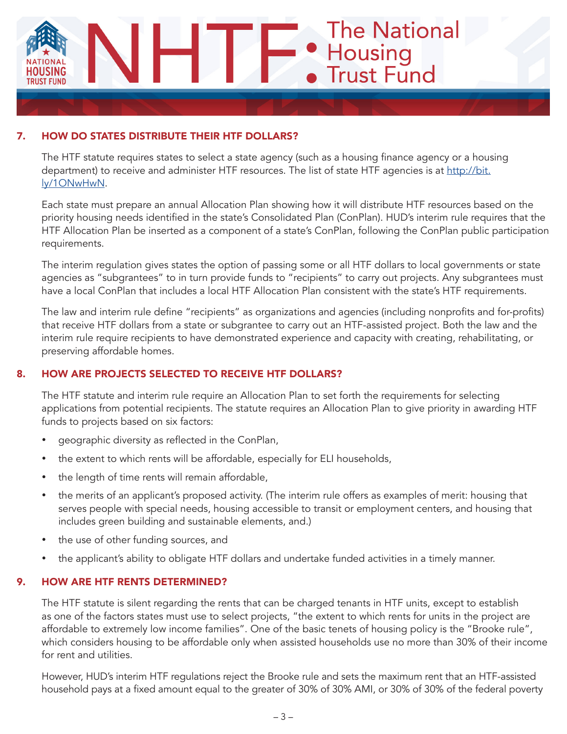## 7. HOW DO STATES DISTRIBUTE THEIR HTF DOLLARS?

The HTF statute requires states to select a state agency (such as a housing finance agency or a housing department) to receive and administer HTF resources. The list of state HTF agencies is at [http://bit.ly/1ONwHwN](http://bit.ly/1ONwHwN).

Each state must prepare an annual Allocation Plan showing how it will distribute HTF resources based on the priority housing needs identified in the state's Consolidated Plan (ConPlan). HUD's interim rule requires that the HTF Allocation Plan be inserted as a component of a state's ConPlan, following the ConPlan public participation requirements.

The interim regulation gives states the option of passing some or all HTF dollars to local governments or state agencies as "subgrantees" to in turn provide funds to "recipients" to carry out projects. Any subgrantees must have a local ConPlan that includes a local HTF Allocation Plan consistent with the state's HTF requirements.

The law and interim rule define "recipients" as organizations and agencies (including nonprofits and for-profits) that receive HTF dollars from a state or subgrantee to carry out an HTF-assisted project. Both the law and the interim rule require recipients to have demonstrated experience and capacity with creating, rehabilitating, or preserving affordable homes.

## 8. HOW ARE PROJECTS SELECTED TO RECEIVE HTF DOLLARS?

The HTF statute and interim rule require an Allocation Plan to set forth the requirements for selecting applications from potential recipients. The statute requires an Allocation Plan to give priority in awarding HTF funds to projects based on six factors:

- geographic diversity as reflected in the ConPlan,
- the extent to which rents will be affordable, especially for ELI households,
- the length of time rents will remain affordable,
- the merits of an applicant's proposed activity. (The interim rule offers as examples of merit: housing that serves people with special needs, housing accessible to transit or employment centers, and housing that includes green building and sustainable elements, and.)
- the use of other funding sources, and
- the applicant's ability to obligate HTF dollars and undertake funded activities in a timely manner.

## 9. HOW ARE HTF RENTS DETERMINED?

The HTF statute is silent regarding the rents that can be charged tenants in HTF units, except to establish as one of the factors states must use to select projects, "the extent to which rents for units in the project are affordable to extremely low income families". One of the basic tenets of housing policy is the "Brooke rule", which considers housing to be affordable only when assisted households use no more than 30% of their income for rent and utilities.

However, HUD's interim HTF regulations reject the Brooke rule and sets the maximum rent that an HTF-assisted household pays at a fixed amount equal to the greater of 30% of 30% AMI, or 30% of 30% of the federal poverty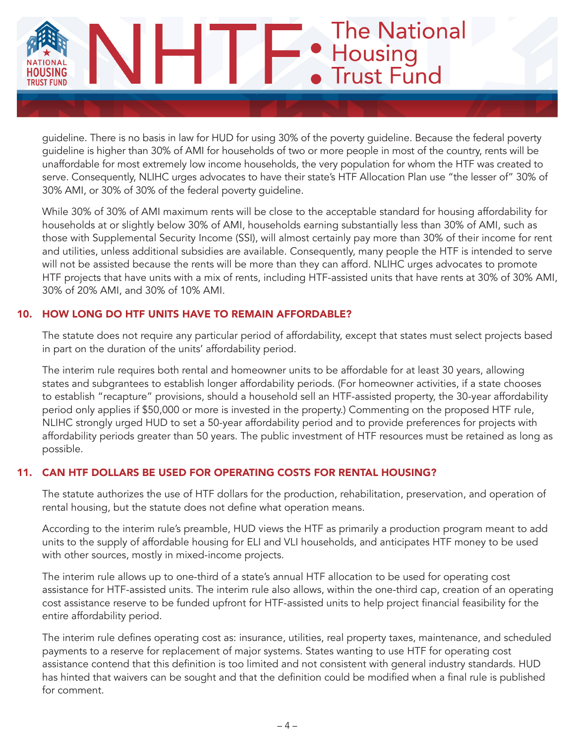guideline. There is no basis in law for HUD for using 30% of the poverty guideline. Because the federal poverty guideline is higher than 30% of AMI for households of two or more people in most of the country, rents will be unaffordable for most extremely low income households, the very population for whom the HTF was created to serve. Consequently, NLIHC urges advocates to have their state's HTF Allocation Plan use "the lesser of" 30% of 30% AMI, or 30% of 30% of the federal poverty guideline.

While 30% of 30% of AMI maximum rents will be close to the acceptable standard for housing affordability for households at or slightly below 30% of AMI, households earning substantially less than 30% of AMI, such as those with Supplemental Security Income (SSI), will almost certainly pay more than 30% of their income for rent and utilities, unless additional subsidies are available. Consequently, many people the HTF is intended to serve will not be assisted because the rents will be more than they can afford. NLIHC urges advocates to promote HTF projects that have units with a mix of rents, including HTF-assisted units that have rents at 30% of 30% AMI, 30% of 20% AMI, and 30% of 10% AMI.

## 10. HOW LONG DO HTF UNITS HAVE TO REMAIN AFFORDABLE?

The statute does not require any particular period of affordability, except that states must select projects based in part on the duration of the units' affordability period.

The interim rule requires both rental and homeowner units to be affordable for at least 30 years, allowing states and subgrantees to establish longer affordability periods. (For homeowner activities, if a state chooses to establish "recapture" provisions, should a household sell an HTF-assisted property, the 30-year affordability period only applies if $50,000 or more is invested in the property.) Commenting on the proposed HTF rule, NLIHC strongly urged HUD to set a 50-year affordability period and to provide preferences for projects with affordability periods greater than 50 years. The public investment of HTF resources must be retained as long as possible.

## 11. CAN HTF DOLLARS BE USED FOR OPERATING COSTS FOR RENTAL HOUSING?

The statute authorizes the use of HTF dollars for the production, rehabilitation, preservation, and operation of rental housing, but the statute does not define what operation means.

According to the interim rule's preamble, HUD views the HTF as primarily a production program meant to add units to the supply of affordable housing for ELI and VLI households, and anticipates HTF money to be used with other sources, mostly in mixed-income projects.

The interim rule allows up to one-third of a state's annual HTF allocation to be used for operating cost assistance for HTF-assisted units. The interim rule also allows, within the one-third cap, creation of an operating cost assistance reserve to be funded upfront for HTF-assisted units to help project financial feasibility for the entire affordability period.

The interim rule defines operating cost as: insurance, utilities, real property taxes, maintenance, and scheduled payments to a reserve for replacement of major systems. States wanting to use HTF for operating cost assistance contend that this definition is too limited and not consistent with general industry standards. HUD has hinted that waivers can be sought and that the definition could be modified when a final rule is published for comment.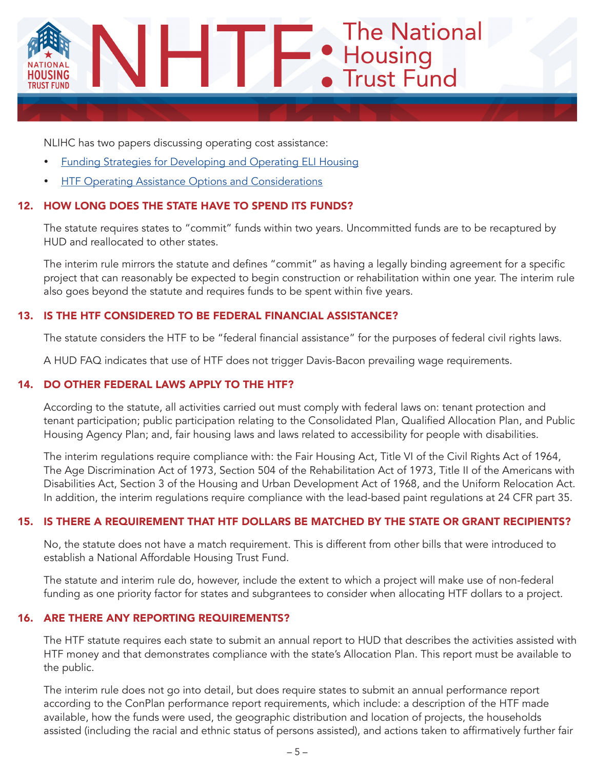NLIHC has two papers discussing operating cost assistance:

- Funding Strategies for Developing and Operating ELI Housing
- HTF Operating Assistance Options and Considerations

## 12. HOW LONG DOES THE STATE HAVE TO SPEND ITS FUNDS?

The statute requires states to "commit" funds within two years. Uncommitted funds are to be recaptured by HUD and reallocated to other states.

The interim rule mirrors the statute and defines "commit" as having a legally binding agreement for a specific project that can reasonably be expected to begin construction or rehabilitation within one year. The interim rule also goes beyond the statute and requires funds to be spent within five years.

## 13. IS THE HTF CONSIDERED TO BE FEDERAL FINANCIAL ASSISTANCE?

The statute considers the HTF to be "federal financial assistance" for the purposes of federal civil rights laws.

A HUD FAQ indicates that use of HTF does not trigger Davis-Bacon prevailing wage requirements.

## 14. DO OTHER FEDERAL LAWS APPLY TO THE HTF?

According to the statute, all activities carried out must comply with federal laws on: tenant protection and tenant participation; public participation relating to the Consolidated Plan, Qualified Allocation Plan, and Public Housing Agency Plan; and, fair housing laws and laws related to accessibility for people with disabilities.

The interim regulations require compliance with: the Fair Housing Act, Title VI of the Civil Rights Act of 1964, The Age Discrimination Act of 1973, Section 504 of the Rehabilitation Act of 1973, Title II of the Americans with Disabilities Act, Section 3 of the Housing and Urban Development Act of 1968, and the Uniform Relocation Act. In addition, the interim regulations require compliance with the lead-based paint regulations at 24 CFR part 35.

## 15. IS THERE A REQUIREMENT THAT HTF DOLLARS BE MATCHED BY THE STATE OR GRANT RECIPIENTS?

No, the statute does not have a match requirement. This is different from other bills that were introduced to establish a National Affordable Housing Trust Fund.

The statute and interim rule do, however, include the extent to which a project will make use of non-federal funding as one priority factor for states and subgrantees to consider when allocating HTF dollars to a project.

## 16. ARE THERE ANY REPORTING REQUIREMENTS?

The HTF statute requires each state to submit an annual report to HUD that describes the activities assisted with HTF money and that demonstrates compliance with the state's Allocation Plan. This report must be available to the public.

The interim rule does not go into detail, but does require states to submit an annual performance report according to the ConPlan performance report requirements, which include: a description of the HTF made available, how the funds were used, the geographic distribution and location of projects, the households assisted (including the racial and ethnic status of persons assisted), and actions taken to affirmatively further fair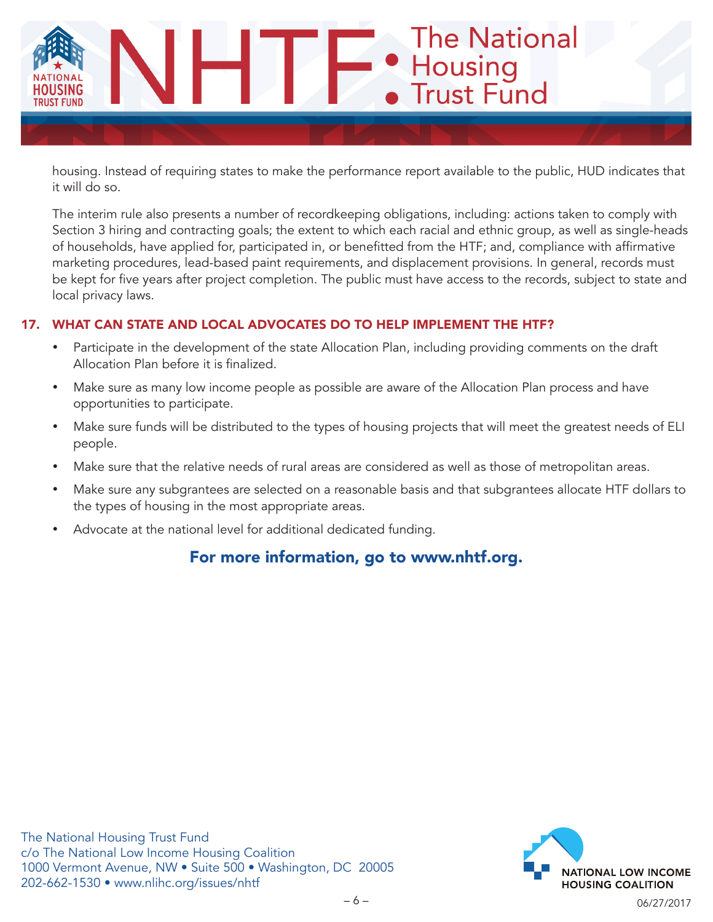housing. Instead of requiring states to make the performance report available to the public, HUD indicates that it will do so.

The interim rule also presents a number of recordkeeping obligations, including: actions taken to comply with Section 3 hiring and contracting goals; the extent to which each racial and ethnic group, as well as single-heads of households, have applied for, participated in, or benefitted from the HTF; and, compliance with affirmative marketing procedures, lead-based paint requirements, and displacement provisions. In general, records must be kept for five years after project completion. The public must have access to the records, subject to state and local privacy laws.

## 17. WHAT CAN STATE AND LOCAL ADVOCATES DO TO HELP IMPLEMENT THE HTF?

- Participate in the development of the state Allocation Plan, including providing comments on the draft Allocation Plan before it is finalized.
- Make sure as many low income people as possible are aware of the Allocation Plan process and have opportunities to participate.
- Make sure funds will be distributed to the types of housing projects that will meet the greatest needs of ELI people.
- Make sure that the relative needs of rural areas are considered as well as those of metropolitan areas.
- Make sure any subgrantees are selected on a reasonable basis and that subgrantees allocate HTF dollars to the types of housing in the most appropriate areas.
- Advocate at the national level for additional dedicated funding.

**For more information, go to www.nhtf.org.**

The National Housing Trust Fund
c/o The National Low Income Housing Coalition
1000 Vermont Avenue, NW • Suite 500 • Washington, DC 20005
202-662-1530 • www.nlihc.org/issues/nhtf

NATIONAL LOW INCOME HOUSING COALITION

06/27/2017